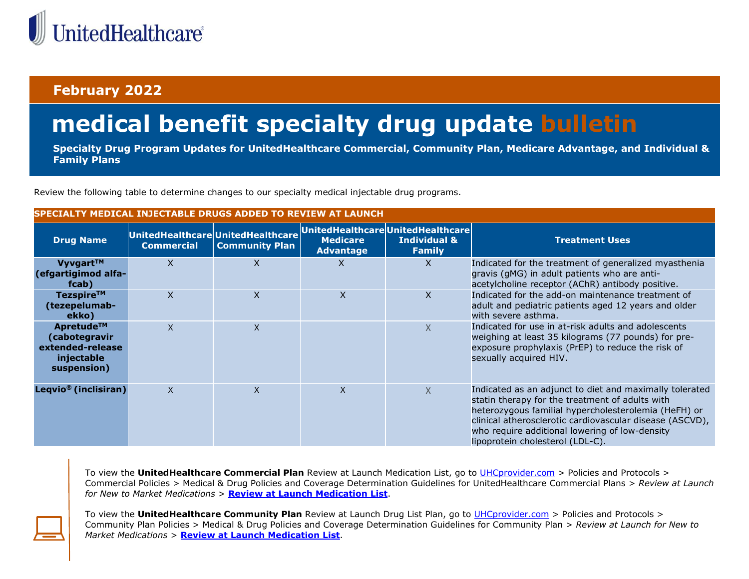UnitedHealthcare®

**February 2022**

# medical benefit specialty drug update bulletin

**Specialty Drug Program Updates for UnitedHealthcare Commercial, Community Plan, Medicare Advantage, and Individual & Family Plans**

Review the following table to determine changes to our specialty medical injectable drug programs.

| **SPECIALTY MEDICAL INJECTABLE DRUGS ADDED TO REVIEW AT LAUNCH** | | | | | |
|---|---|---|---|---|---|
| **Drug Name** | **UnitedHealthcare Commercial** | **UnitedHealthcare Community Plan** | **UnitedHealthcare Medicare Advantage** | **UnitedHealthcare Individual & Family** | **Treatment Uses** |
| **Vyvgart™ (efgartigimod alfa-fcab)** | X | X | X | X | Indicated for the treatment of generalized myasthenia gravis (gMG) in adult patients who are anti-acetylcholine receptor (AChR) antibody positive. |
| **Tezspire™ (tezepelumab-ekko)** | X | X | X | X | Indicated for the add-on maintenance treatment of adult and pediatric patients aged 12 years and older with severe asthma. |
| **Apretude™ (cabotegravir extended-release injectable suspension)** | X | X | | X | Indicated for use in at-risk adults and adolescents weighing at least 35 kilograms (77 pounds) for pre-exposure prophylaxis (PrEP) to reduce the risk of sexually acquired HIV. |
| **Leqvio® (inclisiran)** | X | X | X | X | Indicated as an adjunct to diet and maximally tolerated statin therapy for the treatment of adults with heterozygous familial hypercholesterolemia (HeFH) or clinical atherosclerotic cardiovascular disease (ASCVD), who require additional lowering of low-density lipoprotein cholesterol (LDL-C). |

To view the **UnitedHealthcare Commercial Plan** Review at Launch Medication List, go to UHCprovider.com > Policies and Protocols > Commercial Policies > Medical & Drug Policies and Coverage Determination Guidelines for UnitedHealthcare Commercial Plans > *Review at Launch for New to Market Medications* > **Review at Launch Medication List**.

To view the **UnitedHealthcare Community Plan** Review at Launch Drug List Plan, go to UHCprovider.com > Policies and Protocols > Community Plan Policies > Medical & Drug Policies and Coverage Determination Guidelines for Community Plan > *Review at Launch for New to Market Medications* > **Review at Launch Medication List**.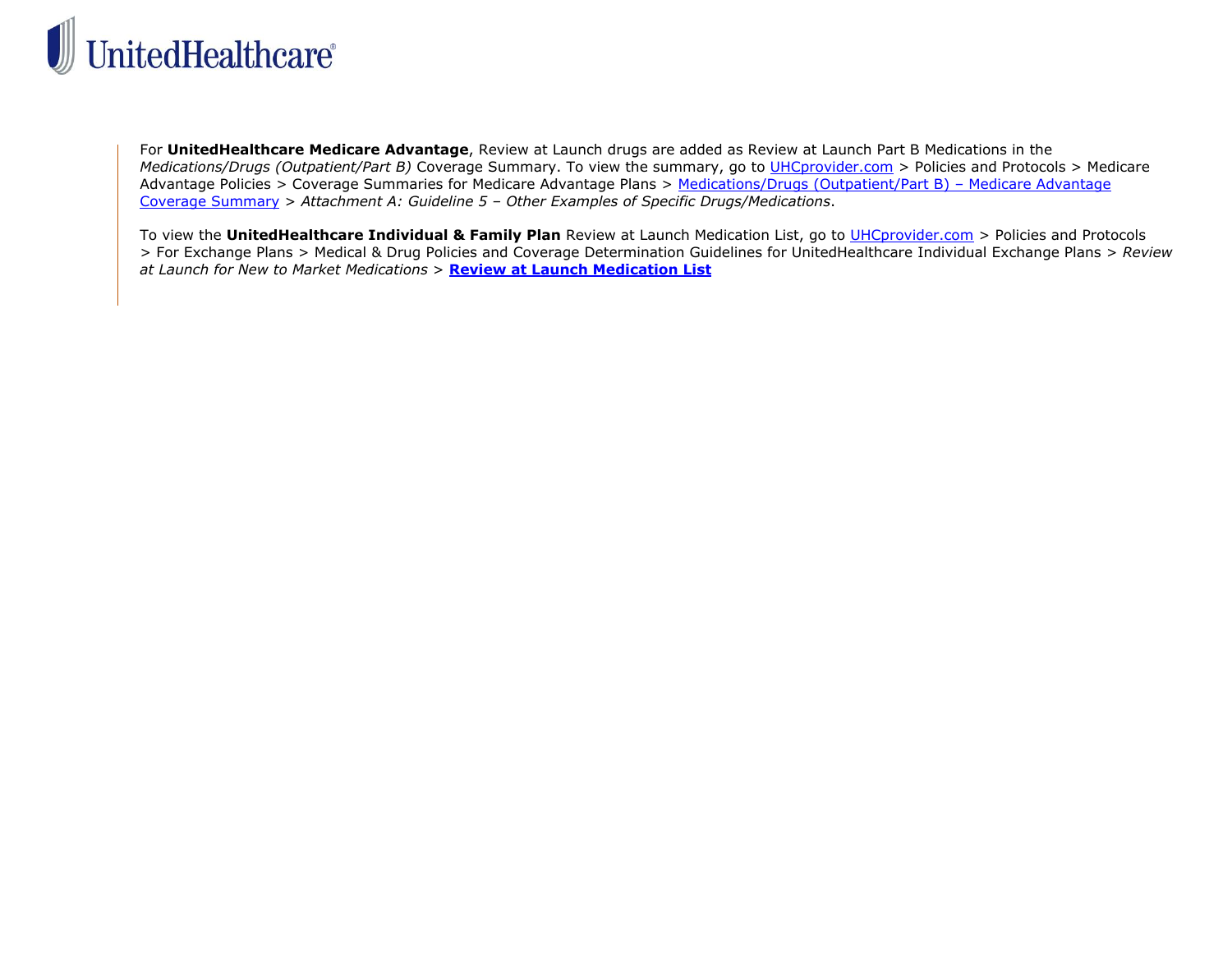For **UnitedHealthcare Medicare Advantage**, Review at Launch drugs are added as Review at Launch Part B Medications in the *Medications/Drugs (Outpatient/Part B)* Coverage Summary. To view the summary, go to UHCprovider.com > Policies and Protocols > Medicare Advantage Policies > Coverage Summaries for Medicare Advantage Plans > Medications/Drugs (Outpatient/Part B) – Medicare Advantage Coverage Summary > *Attachment A: Guideline 5 – Other Examples of Specific Drugs/Medications*.

To view the **UnitedHealthcare Individual & Family Plan** Review at Launch Medication List, go to UHCprovider.com > Policies and Protocols > For Exchange Plans > Medical & Drug Policies and Coverage Determination Guidelines for UnitedHealthcare Individual Exchange Plans > *Review at Launch for New to Market Medications* > **Review at Launch Medication List**